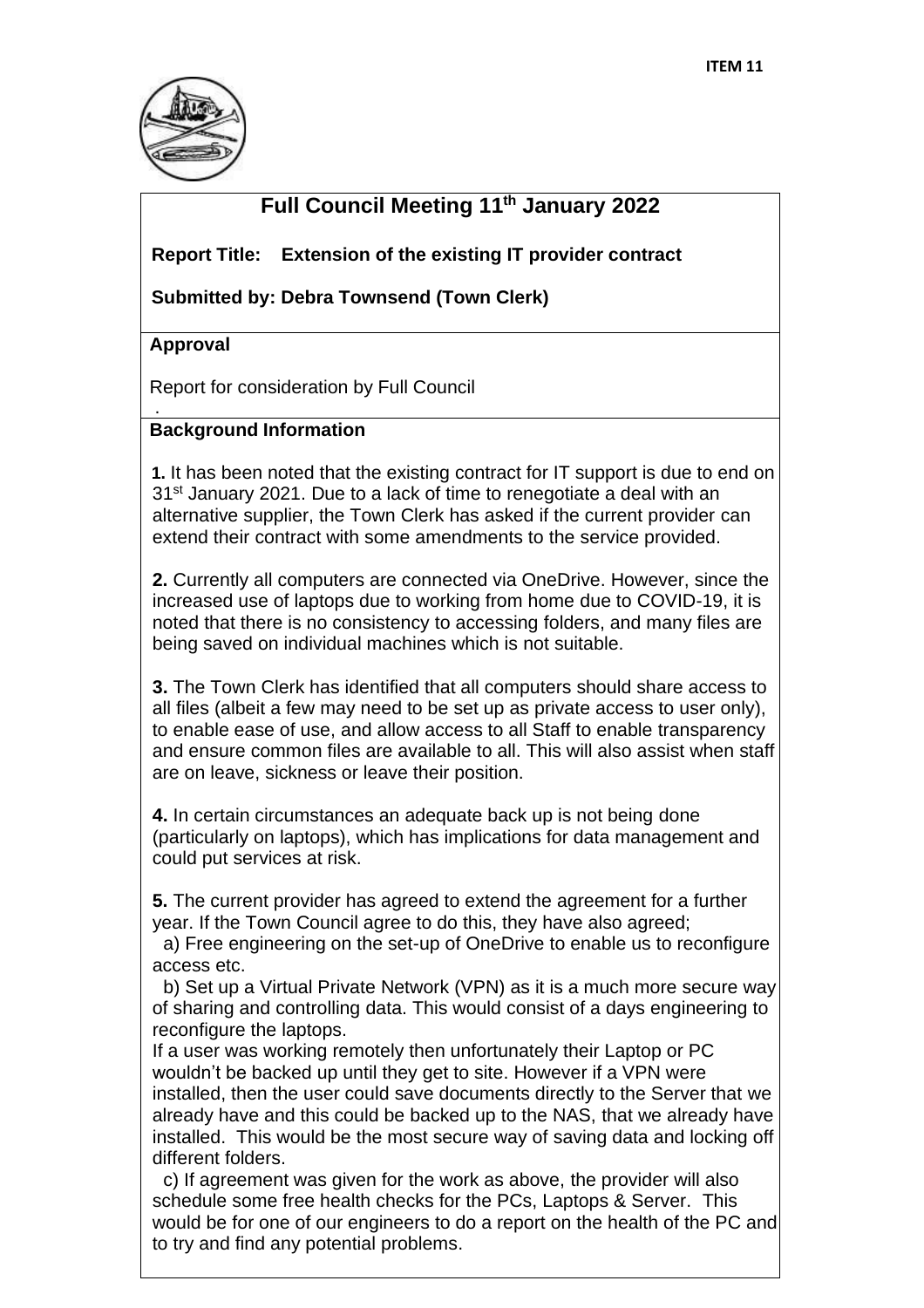**ITEM 11**

# Full Council Meeting 11th January 2022

**Report Title: Extension of the existing IT provider contract**

**Submitted by: Debra Townsend (Town Clerk)**

**Approval**

Report for consideration by Full Council

**Background Information**

**1.** It has been noted that the existing contract for IT support is due to end on 31st January 2021. Due to a lack of time to renegotiate a deal with an alternative supplier, the Town Clerk has asked if the current provider can extend their contract with some amendments to the service provided.

**2.** Currently all computers are connected via OneDrive. However, since the increased use of laptops due to working from home due to COVID-19, it is noted that there is no consistency to accessing folders, and many files are being saved on individual machines which is not suitable.

**3.** The Town Clerk has identified that all computers should share access to all files (albeit a few may need to be set up as private access to user only), to enable ease of use, and allow access to all Staff to enable transparency and ensure common files are available to all. This will also assist when staff are on leave, sickness or leave their position.

**4.** In certain circumstances an adequate back up is not being done (particularly on laptops), which has implications for data management and could put services at risk.

**5.** The current provider has agreed to extend the agreement for a further year. If the Town Council agree to do this, they have also agreed;

a) Free engineering on the set-up of OneDrive to enable us to reconfigure access etc.

b) Set up a Virtual Private Network (VPN) as it is a much more secure way of sharing and controlling data. This would consist of a days engineering to reconfigure the laptops.

If a user was working remotely then unfortunately their Laptop or PC wouldn't be backed up until they get to site. However if a VPN were installed, then the user could save documents directly to the Server that we already have and this could be backed up to the NAS, that we already have installed. This would be the most secure way of saving data and locking off different folders.

c) If agreement was given for the work as above, the provider will also schedule some free health checks for the PCs, Laptops & Server. This would be for one of our engineers to do a report on the health of the PC and to try and find any potential problems.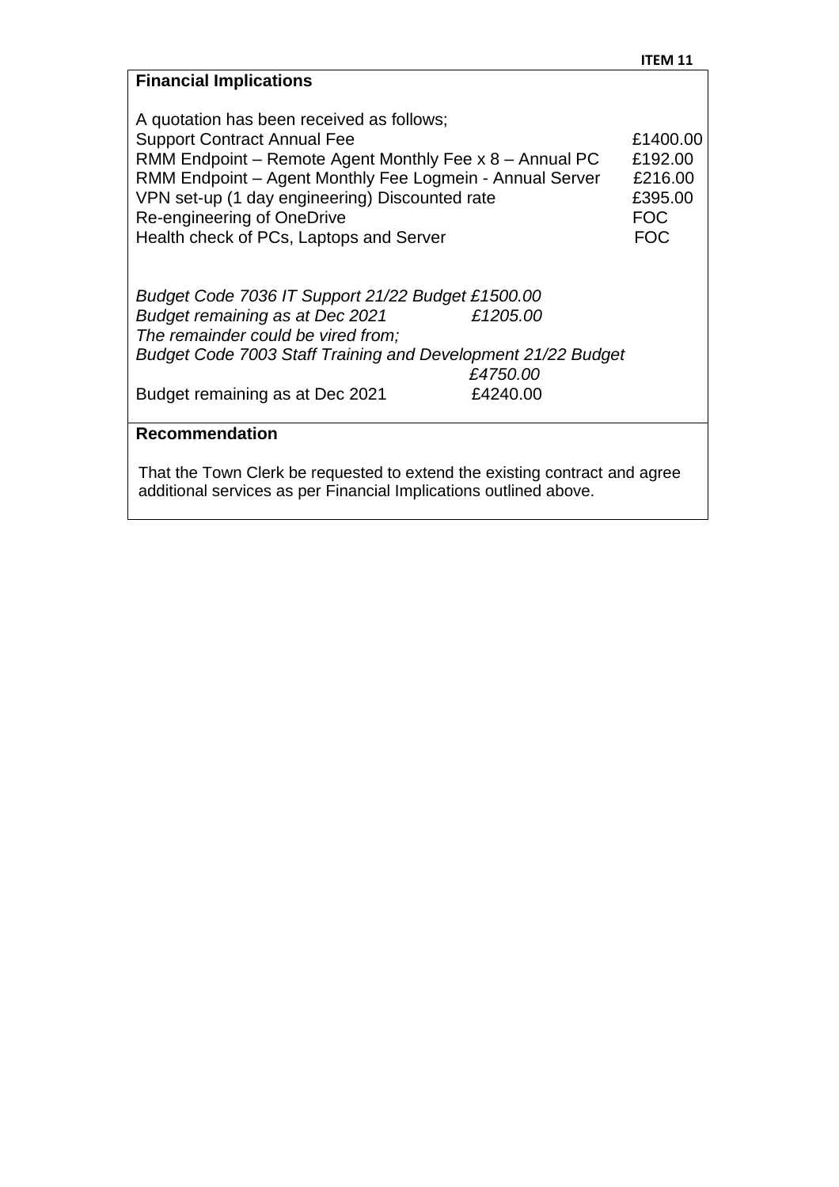**ITEM 11**

## Financial Implications

A quotation has been received as follows;

| | |
|---|---|
| Support Contract Annual Fee | £1400.00 |
| RMM Endpoint – Remote Agent Monthly Fee x 8 – Annual PC | £192.00 |
| RMM Endpoint – Agent Monthly Fee Logmein - Annual Server | £216.00 |
| VPN set-up (1 day engineering) Discounted rate | £395.00 |
| Re-engineering of OneDrive | FOC |
| Health check of PCs, Laptops and Server | FOC |

*Budget Code 7036 IT Support 21/22 Budget £1500.00*
*Budget remaining as at Dec 2021 £1205.00*
*The remainder could be vired from;*
*Budget Code 7003 Staff Training and Development 21/22 Budget £4750.00*
Budget remaining as at Dec 2021 £4240.00

## Recommendation

That the Town Clerk be requested to extend the existing contract and agree additional services as per Financial Implications outlined above.